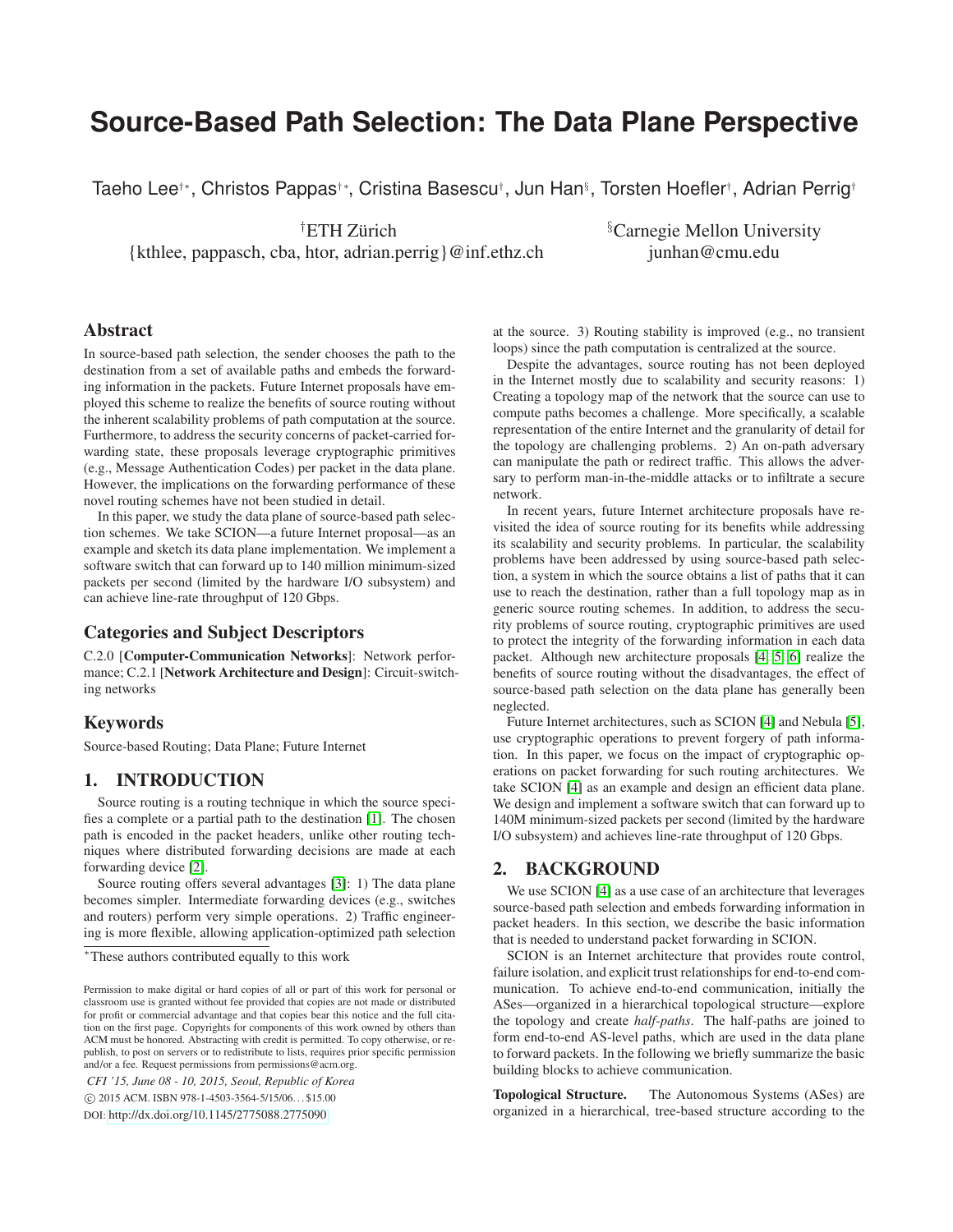# Source-Based Path Selection: The Data Plane Perspective

Taeho Lee†*, Christos Pappas†*, Cristina Basescu†, Jun Han§, Torsten Hoefler†, Adrian Perrig†

†ETH Zürich
{kthlee, pappasch, cba, htor, adrian.perrig}@inf.ethz.ch

§Carnegie Mellon University
junhan@cmu.edu

## Abstract

In source-based path selection, the sender chooses the path to the destination from a set of available paths and embeds the forwarding information in the packets. Future Internet proposals have employed this scheme to realize the benefits of source routing without the inherent scalability problems of path computation at the source. Furthermore, to address the security concerns of packet-carried forwarding state, these proposals leverage cryptographic primitives (e.g., Message Authentication Codes) per packet in the data plane. However, the implications on the forwarding performance of these novel routing schemes have not been studied in detail.

In this paper, we study the data plane of source-based path selection schemes. We take SCION—a future Internet proposal—as an example and sketch its data plane implementation. We implement a software switch that can forward up to 140 million minimum-sized packets per second (limited by the hardware I/O subsystem) and can achieve line-rate throughput of 120 Gbps.

## Categories and Subject Descriptors

C.2.0 [**Computer-Communication Networks**]: Network performance; C.2.1 [**Network Architecture and Design**]: Circuit-switching networks

## Keywords

Source-based Routing; Data Plane; Future Internet

## 1. INTRODUCTION

Source routing is a routing technique in which the source specifies a complete or a partial path to the destination [1]. The chosen path is encoded in the packet headers, unlike other routing techniques where distributed forwarding decisions are made at each forwarding device [2].

Source routing offers several advantages [3]: 1) The data plane becomes simpler. Intermediate forwarding devices (e.g., switches and routers) perform very simple operations. 2) Traffic engineering is more flexible, allowing application-optimized path selection at the source. 3) Routing stability is improved (e.g., no transient loops) since the path computation is centralized at the source.

Despite the advantages, source routing has not been deployed in the Internet mostly due to scalability and security reasons: 1) Creating a topology map of the network that the source can use to compute paths becomes a challenge. More specifically, a scalable representation of the entire Internet and the granularity of detail for the topology are challenging problems. 2) An on-path adversary can manipulate the path or redirect traffic. This allows the adversary to perform man-in-the-middle attacks or to infiltrate a secure network.

In recent years, future Internet architecture proposals have revisited the idea of source routing for its benefits while addressing its scalability and security problems. In particular, the scalability problems have been addressed by using source-based path selection, a system in which the source obtains a list of paths that it can use to reach the destination, rather than a full topology map as in generic source routing schemes. In addition, to address the security problems of source routing, cryptographic primitives are used to protect the integrity of the forwarding information in each data packet. Although new architecture proposals [4, 5, 6] realize the benefits of source routing without the disadvantages, the effect of source-based path selection on the data plane has generally been neglected.

Future Internet architectures, such as SCION [4] and Nebula [5], use cryptographic operations to prevent forgery of path information. In this paper, we focus on the impact of cryptographic operations on packet forwarding for such routing architectures. We take SCION [4] as an example and design an efficient data plane. We design and implement a software switch that can forward up to 140M minimum-sized packets per second (limited by the hardware I/O subsystem) and achieves line-rate throughput of 120 Gbps.

## 2. BACKGROUND

We use SCION [4] as a use case of an architecture that leverages source-based path selection and embeds forwarding information in packet headers. In this section, we describe the basic information that is needed to understand packet forwarding in SCION.

SCION is an Internet architecture that provides route control, failure isolation, and explicit trust relationships for end-to-end communication. To achieve end-to-end communication, initially the ASes—organized in a hierarchical topological structure—explore the topology and create *half-paths*. The half-paths are joined to form end-to-end AS-level paths, which are used in the data plane to forward packets. In the following we briefly summarize the basic building blocks to achieve communication.

**Topological Structure.** The Autonomous Systems (ASes) are organized in a hierarchical, tree-based structure according to the

*These authors contributed equally to this work

Permission to make digital or hard copies of all or part of this work for personal or classroom use is granted without fee provided that copies are not made or distributed for profit or commercial advantage and that copies bear this notice and the full citation on the first page. Copyrights for components of this work owned by others than ACM must be honored. Abstracting with credit is permitted. To copy otherwise, or republish, to post on servers or to redistribute to lists, requires prior specific permission and/or a fee. Request permissions from permissions@acm.org.

*CFI '15, June 08 - 10, 2015, Seoul, Republic of Korea*
© 2015 ACM. ISBN 978-1-4503-3564-5/15/06…$15.00
DOI: http://dx.doi.org/10.1145/2775088.2775090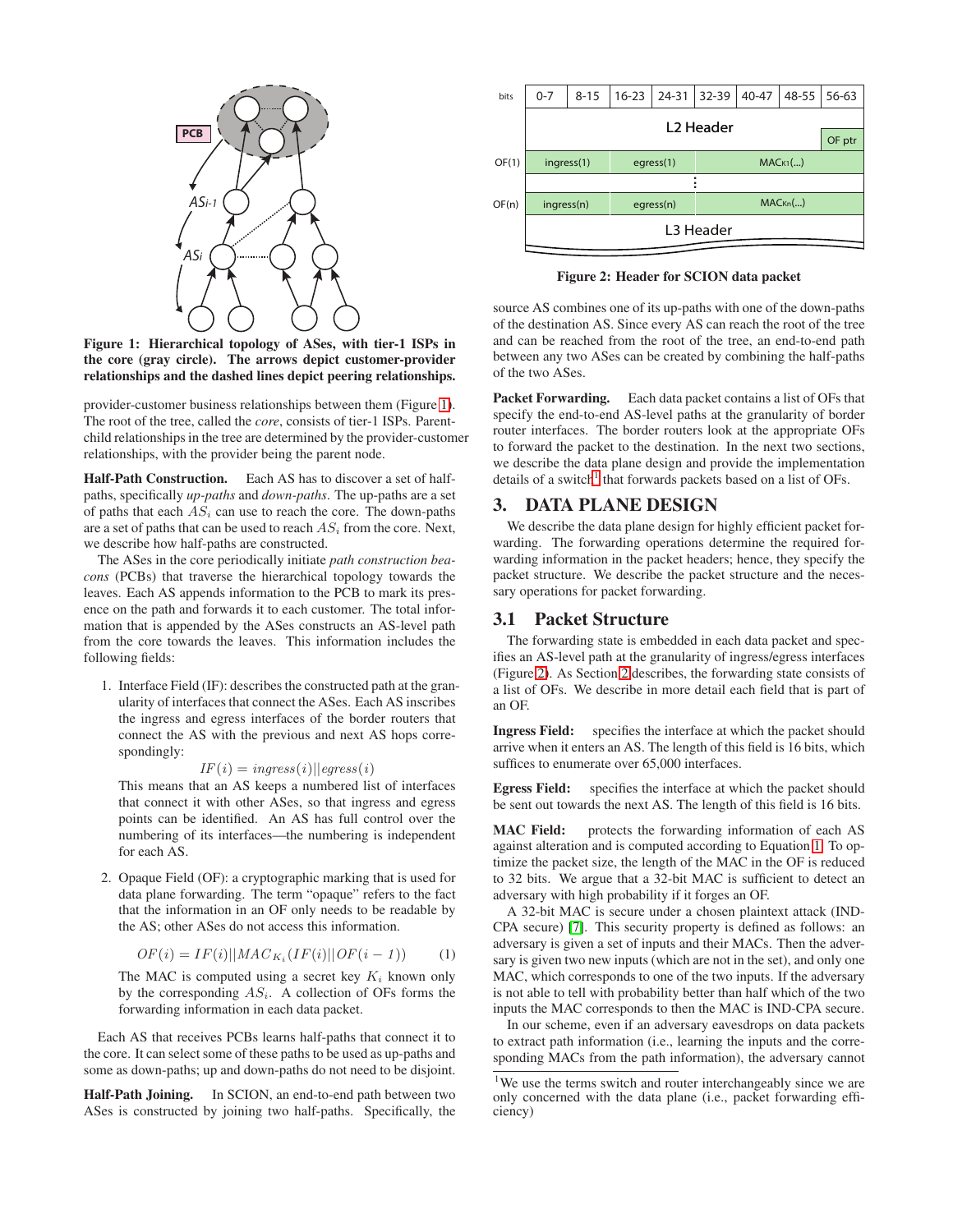PCB

$AS_{i-1}$

$AS_i$

**Figure 1: Hierarchical topology of ASes, with tier-1 ISPs in the core (gray circle). The arrows depict customer-provider relationships and the dashed lines depict peering relationships.**

provider-customer business relationships between them (Figure 1). The root of the tree, called the *core*, consists of tier-1 ISPs. Parent-child relationships in the tree are determined by the provider-customer relationships, with the provider being the parent node.

**Half-Path Construction.** Each AS has to discover a set of half-paths, specifically *up-paths* and *down-paths*. The up-paths are a set of paths that each $AS_i$ can use to reach the core. The down-paths are a set of paths that can be used to reach $AS_i$ from the core. Next, we describe how half-paths are constructed.

The ASes in the core periodically initiate *path construction beacons* (PCBs) that traverse the hierarchical topology towards the leaves. Each AS appends information to the PCB to mark its presence on the path and forwards it to each customer. The total information that is appended by the ASes constructs an AS-level path from the core towards the leaves. This information includes the following fields:

1. Interface Field (IF): describes the constructed path at the granularity of interfaces that connect the ASes. Each AS inscribes the ingress and egress interfaces of the border routers that connect the AS with the previous and next AS hops correspondingly:

   $$IF(i) = ingress(i)||egress(i)$$

   This means that an AS keeps a numbered list of interfaces that connect it with other ASes, so that ingress and egress points can be identified. An AS has full control over the numbering of its interfaces—the numbering is independent for each AS.

2. Opaque Field (OF): a cryptographic marking that is used for data plane forwarding. The term "opaque" refers to the fact that the information in an OF only needs to be readable by the AS; other ASes do not access this information.

   $$OF(i) = IF(i)||MAC_{K_i}(IF(i)||OF(i-1)) \quad (1)$$

   The MAC is computed using a secret key $K_i$ known only by the corresponding $AS_i$. A collection of OFs forms the forwarding information in each data packet.

Each AS that receives PCBs learns half-paths that connect it to the core. It can select some of these paths to be used as up-paths and some as down-paths; up and down-paths do not need to be disjoint.

**Half-Path Joining.** In SCION, an end-to-end path between two ASes is constructed by joining two half-paths. Specifically, the

| bits | 0-7 | 8-15 | 16-23 | 24-31 | 32-39 | 40-47 | 48-55 | 56-63 |
|---|---|---|---|---|---|---|---|---|
| | L2 Header | | | | | | | |
| | | | | | | | | OF ptr |
| OF(1) | ingress(1) | | egress(1) | | $MAC_{K_1}(\dots)$ | | | |
| | ⋮ | | | | | | | |
| OF(n) | ingress(n) | | egress(n) | | $MAC_{K_n}(\dots)$ | | | |
| | L3 Header | | | | | | | |

**Figure 2: Header for SCION data packet**

source AS combines one of its up-paths with one of the down-paths of the destination AS. Since every AS can reach the root of the tree and can be reached from the root of the tree, an end-to-end path between any two ASes can be created by combining the half-paths of the two ASes.

**Packet Forwarding.** Each data packet contains a list of OFs that specify the end-to-end AS-level paths at the granularity of border router interfaces. The border routers look at the appropriate OFs to forward the packet to the destination. In the next two sections, we describe the data plane design and provide the implementation details of a switch[1] that forwards packets based on a list of OFs.

## 3. DATA PLANE DESIGN

We describe the data plane design for highly efficient packet forwarding. The forwarding operations determine the required forwarding information in the packet headers; hence, they specify the packet structure. We describe the packet structure and the necessary operations for packet forwarding.

### 3.1 Packet Structure

The forwarding state is embedded in each data packet and specifies an AS-level path at the granularity of ingress/egress interfaces (Figure 2). As Section 2 describes, the forwarding state consists of a list of OFs. We describe in more detail each field that is part of an OF.

**Ingress Field:** specifies the interface at which the packet should arrive when it enters an AS. The length of this field is 16 bits, which suffices to enumerate over 65,000 interfaces.

**Egress Field:** specifies the interface at which the packet should be sent out towards the next AS. The length of this field is 16 bits.

**MAC Field:** protects the forwarding information of each AS against alteration and is computed according to Equation 1. To optimize the packet size, the length of the MAC in the OF is reduced to 32 bits. We argue that a 32-bit MAC is sufficient to detect an adversary with high probability if it forges an OF.

A 32-bit MAC is secure under a chosen plaintext attack (IND-CPA secure) [7]. This security property is defined as follows: an adversary is given a set of inputs and their MACs. Then the adversary is given two new inputs (which are not in the set), and only one MAC, which corresponds to one of the two inputs. If the adversary is not able to tell with probability better than half which of the two inputs the MAC corresponds to then the MAC is IND-CPA secure.

In our scheme, even if an adversary eavesdrops on data packets to extract path information (i.e., learning the inputs and the corresponding MACs from the path information), the adversary cannot

[1] We use the terms switch and router interchangeably since we are only concerned with the data plane (i.e., packet forwarding efficiency)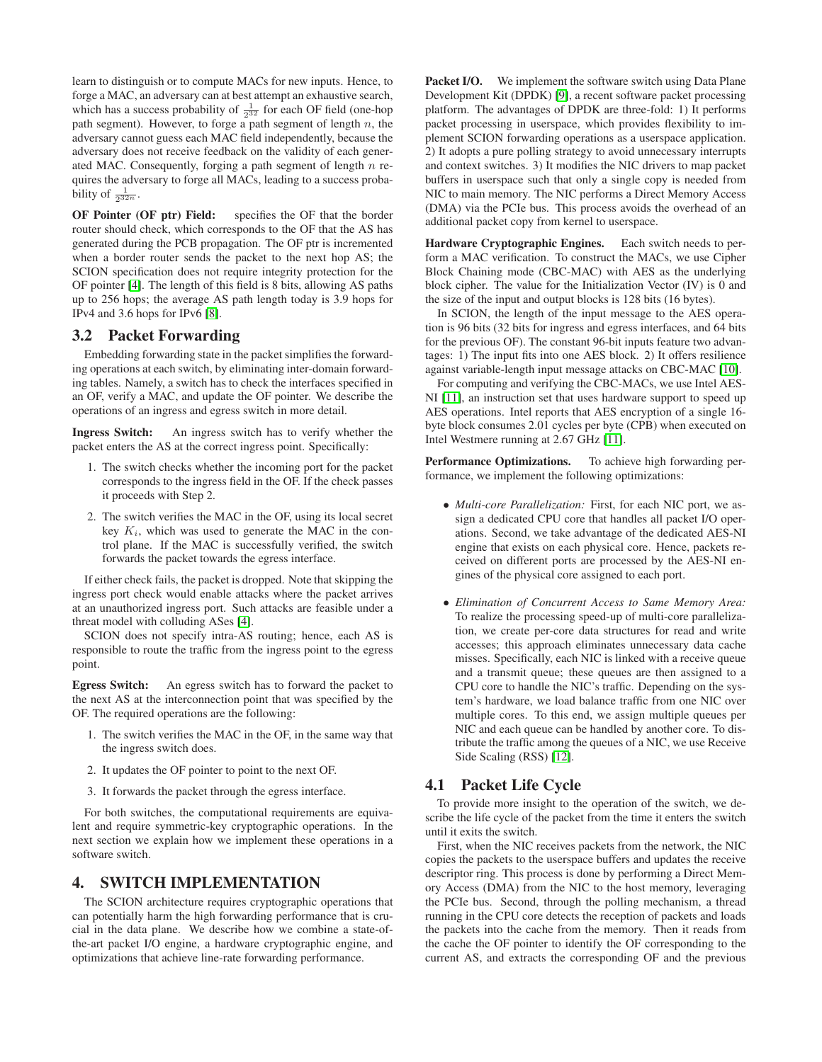learn to distinguish or to compute MACs for new inputs. Hence, to forge a MAC, an adversary can at best attempt an exhaustive search, which has a success probability of $\frac{1}{2^{32}}$ for each OF field (one-hop path segment). However, to forge a path segment of length $n$, the adversary cannot guess each MAC field independently, because the adversary does not receive feedback on the validity of each generated MAC. Consequently, forging a path segment of length $n$ requires the adversary to forge all MACs, leading to a success probability of $\frac{1}{2^{32n}}$.

**OF Pointer (OF ptr) Field:** specifies the OF that the border router should check, which corresponds to the OF that the AS has generated during the PCB propagation. The OF ptr is incremented when a border router sends the packet to the next hop AS; the SCION specification does not require integrity protection for the OF pointer [4]. The length of this field is 8 bits, allowing AS paths up to 256 hops; the average AS path length today is 3.9 hops for IPv4 and 3.6 hops for IPv6 [8].

## 3.2 Packet Forwarding

Embedding forwarding state in the packet simplifies the forwarding operations at each switch, by eliminating inter-domain forwarding tables. Namely, a switch has to check the interfaces specified in an OF, verify a MAC, and update the OF pointer. We describe the operations of an ingress and egress switch in more detail.

**Ingress Switch:** An ingress switch has to verify whether the packet enters the AS at the correct ingress point. Specifically:

1. The switch checks whether the incoming port for the packet corresponds to the ingress field in the OF. If the check passes it proceeds with Step 2.
2. The switch verifies the MAC in the OF, using its local secret key $K_i$, which was used to generate the MAC in the control plane. If the MAC is successfully verified, the switch forwards the packet towards the egress interface.

If either check fails, the packet is dropped. Note that skipping the ingress port check would enable attacks where the packet arrives at an unauthorized ingress port. Such attacks are feasible under a threat model with colluding ASes [4].

SCION does not specify intra-AS routing; hence, each AS is responsible to route the traffic from the ingress point to the egress point.

**Egress Switch:** An egress switch has to forward the packet to the next AS at the interconnection point that was specified by the OF. The required operations are the following:

1. The switch verifies the MAC in the OF, in the same way that the ingress switch does.
2. It updates the OF pointer to point to the next OF.
3. It forwards the packet through the egress interface.

For both switches, the computational requirements are equivalent and require symmetric-key cryptographic operations. In the next section we explain how we implement these operations in a software switch.

# 4. SWITCH IMPLEMENTATION

The SCION architecture requires cryptographic operations that can potentially harm the high forwarding performance that is crucial in the data plane. We describe how we combine a state-of-the-art packet I/O engine, a hardware cryptographic engine, and optimizations that achieve line-rate forwarding performance.

**Packet I/O.** We implement the software switch using Data Plane Development Kit (DPDK) [9], a recent software packet processing platform. The advantages of DPDK are three-fold: 1) It performs packet processing in userspace, which provides flexibility to implement SCION forwarding operations as a userspace application. 2) It adopts a pure polling strategy to avoid unnecessary interrupts and context switches. 3) It modifies the NIC drivers to map packet buffers in userspace such that only a single copy is needed from NIC to main memory. The NIC performs a Direct Memory Access (DMA) via the PCIe bus. This process avoids the overhead of an additional packet copy from kernel to userspace.

**Hardware Cryptographic Engines.** Each switch needs to perform a MAC verification. To construct the MACs, we use Cipher Block Chaining mode (CBC-MAC) with AES as the underlying block cipher. The value for the Initialization Vector (IV) is 0 and the size of the input and output blocks is 128 bits (16 bytes).

In SCION, the length of the input message to the AES operation is 96 bits (32 bits for ingress and egress interfaces, and 64 bits for the previous OF). The constant 96-bit inputs feature two advantages: 1) The input fits into one AES block. 2) It offers resilience against variable-length input message attacks on CBC-MAC [10].

For computing and verifying the CBC-MACs, we use Intel AES-NI [11], an instruction set that uses hardware support to speed up AES operations. Intel reports that AES encryption of a single 16-byte block consumes 2.01 cycles per byte (CPB) when executed on Intel Westmere running at 2.67 GHz [11].

**Performance Optimizations.** To achieve high forwarding performance, we implement the following optimizations:

- *Multi-core Parallelization:* First, for each NIC port, we assign a dedicated CPU core that handles all packet I/O operations. Second, we take advantage of the dedicated AES-NI engine that exists on each physical core. Hence, packets received on different ports are processed by the AES-NI engines of the physical core assigned to each port.
- *Elimination of Concurrent Access to Same Memory Area:* To realize the processing speed-up of multi-core parallelization, we create per-core data structures for read and write accesses; this approach eliminates unnecessary data cache misses. Specifically, each NIC is linked with a receive queue and a transmit queue; these queues are then assigned to a CPU core to handle the NIC's traffic. Depending on the system's hardware, we load balance traffic from one NIC over multiple cores. To this end, we assign multiple queues per NIC and each queue can be handled by another core. To distribute the traffic among the queues of a NIC, we use Receive Side Scaling (RSS) [12].

## 4.1 Packet Life Cycle

To provide more insight to the operation of the switch, we describe the life cycle of the packet from the time it enters the switch until it exits the switch.

First, when the NIC receives packets from the network, the NIC copies the packets to the userspace buffers and updates the receive descriptor ring. This process is done by performing a Direct Memory Access (DMA) from the NIC to the host memory, leveraging the PCIe bus. Second, through the polling mechanism, a thread running in the CPU core detects the reception of packets and loads the packets into the cache from the memory. Then it reads from the cache the OF pointer to identify the OF corresponding to the current AS, and extracts the corresponding OF and the previous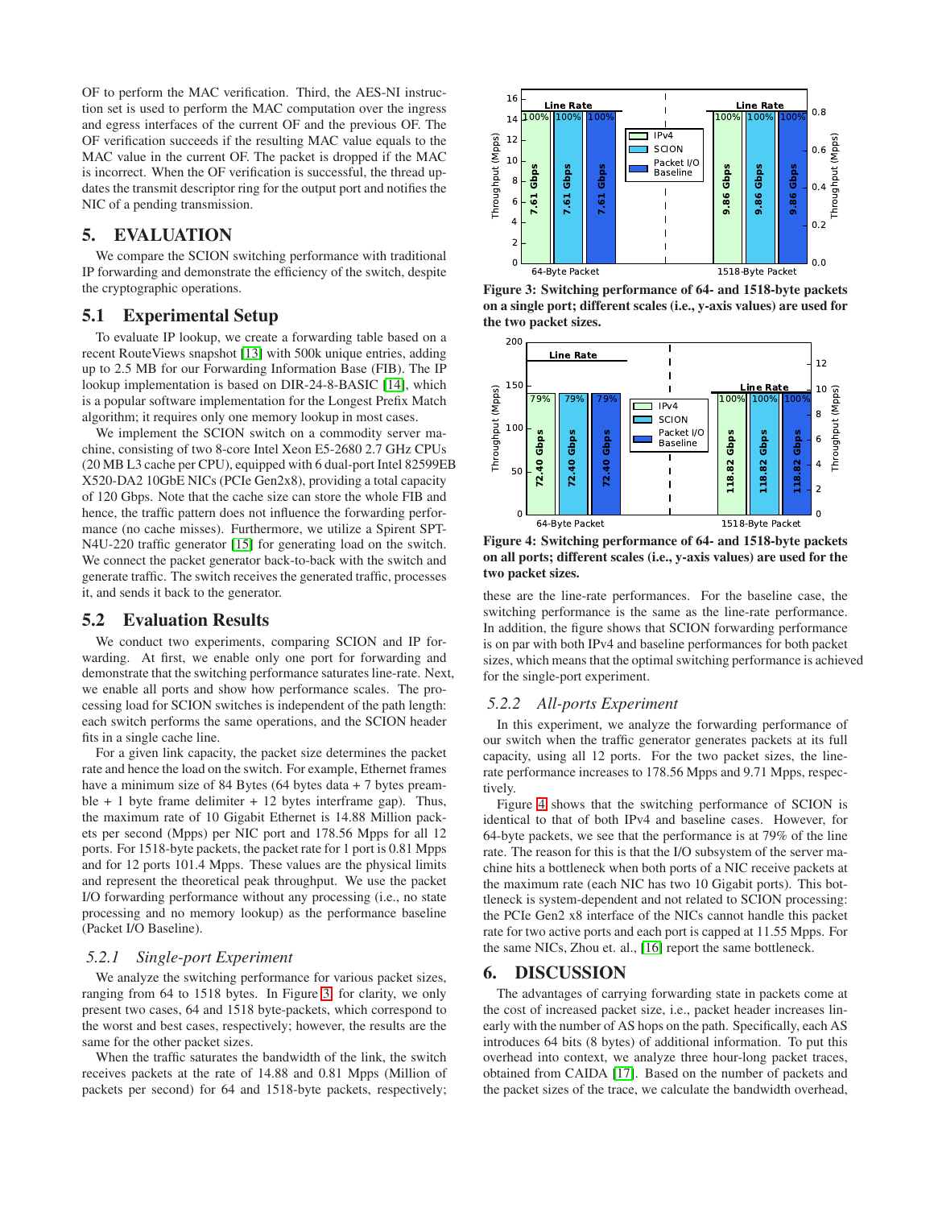OF to perform the MAC verification. Third, the AES-NI instruction set is used to perform the MAC computation over the ingress and egress interfaces of the current OF and the previous OF. The OF verification succeeds if the resulting MAC value equals to the MAC value in the current OF. The packet is dropped if the MAC is incorrect. When the OF verification is successful, the thread updates the transmit descriptor ring for the output port and notifies the NIC of a pending transmission.

# 5. EVALUATION

We compare the SCION switching performance with traditional IP forwarding and demonstrate the efficiency of the switch, despite the cryptographic operations.

## 5.1 Experimental Setup

To evaluate IP lookup, we create a forwarding table based on a recent RouteViews snapshot [13] with 500k unique entries, adding up to 2.5 MB for our Forwarding Information Base (FIB). The IP lookup implementation is based on DIR-24-8-BASIC [14], which is a popular software implementation for the Longest Prefix Match algorithm; it requires only one memory lookup in most cases.

We implement the SCION switch on a commodity server machine, consisting of two 8-core Intel Xeon E5-2680 2.7 GHz CPUs (20 MB L3 cache per CPU), equipped with 6 dual-port Intel 82599EB X520-DA2 10GbE NICs (PCIe Gen2x8), providing a total capacity of 120 Gbps. Note that the cache size can store the whole FIB and hence, the traffic pattern does not influence the forwarding performance (no cache misses). Furthermore, we utilize a Spirent SPT-N4U-220 traffic generator [15] for generating load on the switch. We connect the packet generator back-to-back with the switch and generate traffic. The switch receives the generated traffic, processes it, and sends it back to the generator.

## 5.2 Evaluation Results

We conduct two experiments, comparing SCION and IP forwarding. At first, we enable only one port for forwarding and demonstrate that the switching performance saturates line-rate. Next, we enable all ports and show how performance scales. The processing load for SCION switches is independent of the path length: each switch performs the same operations, and the SCION header fits in a single cache line.

For a given link capacity, the packet size determines the packet rate and hence the load on the switch. For example, Ethernet frames have a minimum size of 84 Bytes (64 bytes data + 7 bytes preamble + 1 byte frame delimiter + 12 bytes interframe gap). Thus, the maximum rate of 10 Gigabit Ethernet is 14.88 Million packets per second (Mpps) per NIC port and 178.56 Mpps for all 12 ports. For 1518-byte packets, the packet rate for 1 port is 0.81 Mpps and for 12 ports 101.4 Mpps. These values are the physical limits and represent the theoretical peak throughput. We use the packet I/O forwarding performance without any processing (i.e., no state processing and no memory lookup) as the performance baseline (Packet I/O Baseline).

### 5.2.1 *Single-port Experiment*

We analyze the switching performance for various packet sizes, ranging from 64 to 1518 bytes. In Figure 3, for clarity, we only present two cases, 64 and 1518 byte-packets, which correspond to the worst and best cases, respectively; however, the results are the same for the other packet sizes.

When the traffic saturates the bandwidth of the link, the switch receives packets at the rate of 14.88 and 0.81 Mpps (Million of packets per second) for 64 and 1518-byte packets, respectively; these are the line-rate performances. For the baseline case, the switching performance is the same as the line-rate performance. In addition, the figure shows that SCION forwarding performance is on par with both IPv4 and baseline performances for both packet sizes, which means that the optimal switching performance is achieved for the single-port experiment.

**Figure 3: Switching performance of 64- and 1518-byte packets on a single port; different scales (i.e., y-axis values) are used for the two packet sizes.**

**Figure 4: Switching performance of 64- and 1518-byte packets on all ports; different scales (i.e., y-axis values) are used for the two packet sizes.**

### 5.2.2 *All-ports Experiment*

In this experiment, we analyze the forwarding performance of our switch when the traffic generator generates packets at its full capacity, using all 12 ports. For the two packet sizes, the line-rate performance increases to 178.56 Mpps and 9.71 Mpps, respectively.

Figure 4 shows that the switching performance of SCION is identical to that of both IPv4 and baseline cases. However, for 64-byte packets, we see that the performance is at 79% of the line rate. The reason for this is that the I/O subsystem of the server machine hits a bottleneck when both ports of a NIC receive packets at the maximum rate (each NIC has two 10 Gigabit ports). This bottleneck is system-dependent and not related to SCION processing: the PCIe Gen2 x8 interface of the NICs cannot handle this packet rate for two active ports and each port is capped at 11.55 Mpps. For the same NICs, Zhou et. al., [16] report the same bottleneck.

# 6. DISCUSSION

The advantages of carrying forwarding state in packets come at the cost of increased packet size, i.e., packet header increases linearly with the number of AS hops on the path. Specifically, each AS introduces 64 bits (8 bytes) of additional information. To put this overhead into context, we analyze three hour-long packet traces, obtained from CAIDA [17]. Based on the number of packets and the packet sizes of the trace, we calculate the bandwidth overhead,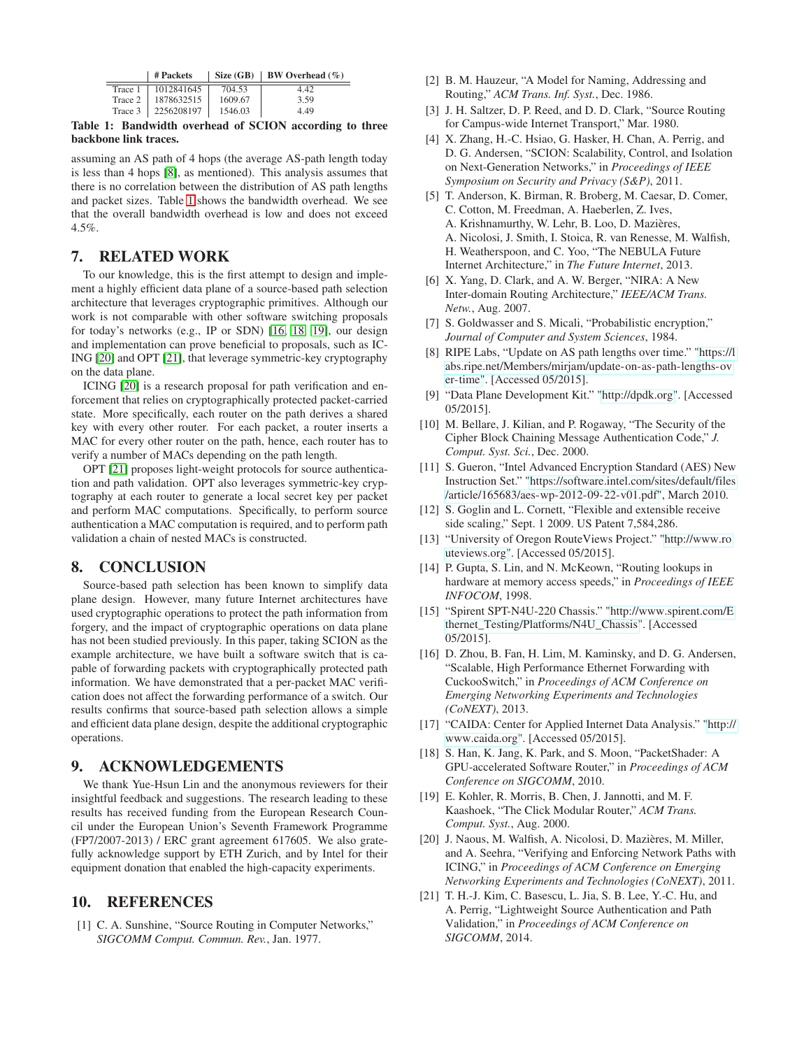| | # Packets | Size (GB) | BW Overhead (%) |
|---|---|---|---|
| Trace 1 | 1012841645 | 704.53 | 4.42 |
| Trace 2 | 1878632515 | 1609.67 | 3.59 |
| Trace 3 | 2256208197 | 1546.03 | 4.49 |

**Table 1: Bandwidth overhead of SCION according to three backbone link traces.**

assuming an AS path of 4 hops (the average AS-path length today is less than 4 hops [8], as mentioned). This analysis assumes that there is no correlation between the distribution of AS path lengths and packet sizes. Table 1 shows the bandwidth overhead. We see that the overall bandwidth overhead is low and does not exceed 4.5%.

## 7. RELATED WORK

To our knowledge, this is the first attempt to design and implement a highly efficient data plane of a source-based path selection architecture that leverages cryptographic primitives. Although our work is not comparable with other software switching proposals for today's networks (e.g., IP or SDN) [16, 18, 19], our design and implementation can prove beneficial to proposals, such as ICING [20] and OPT [21], that leverage symmetric-key cryptography on the data plane.

ICING [20] is a research proposal for path verification and enforcement that relies on cryptographically protected packet-carried state. More specifically, each router on the path derives a shared key with every other router. For each packet, a router inserts a MAC for every other router on the path, hence, each router has to verify a number of MACs depending on the path length.

OPT [21] proposes light-weight protocols for source authentication and path validation. OPT also leverages symmetric-key cryptography at each router to generate a local secret key per packet and perform MAC computations. Specifically, to perform source authentication a MAC computation is required, and to perform path validation a chain of nested MACs is constructed.

## 8. CONCLUSION

Source-based path selection has been known to simplify data plane design. However, many future Internet architectures have used cryptographic operations to protect the path information from forgery, and the impact of cryptographic operations on data plane has not been studied previously. In this paper, taking SCION as the example architecture, we have built a software switch that is capable of forwarding packets with cryptographically protected path information. We have demonstrated that a per-packet MAC verification does not affect the forwarding performance of a switch. Our results confirms that source-based path selection allows a simple and efficient data plane design, despite the additional cryptographic operations.

## 9. ACKNOWLEDGEMENTS

We thank Yue-Hsun Lin and the anonymous reviewers for their insightful feedback and suggestions. The research leading to these results has received funding from the European Research Council under the European Union's Seventh Framework Programme (FP7/2007-2013) / ERC grant agreement 617605. We also gratefully acknowledge support by ETH Zurich, and by Intel for their equipment donation that enabled the high-capacity experiments.

## 10. REFERENCES

[1] C. A. Sunshine, "Source Routing in Computer Networks," *SIGCOMM Comput. Commun. Rev.*, Jan. 1977.

[2] B. M. Hauzeur, "A Model for Naming, Addressing and Routing," *ACM Trans. Inf. Syst.*, Dec. 1986.

[3] J. H. Saltzer, D. P. Reed, and D. D. Clark, "Source Routing for Campus-wide Internet Transport," Mar. 1980.

[4] X. Zhang, H.-C. Hsiao, G. Hasker, H. Chan, A. Perrig, and D. G. Andersen, "SCION: Scalability, Control, and Isolation on Next-Generation Networks," in *Proceedings of IEEE Symposium on Security and Privacy (S&P)*, 2011.

[5] T. Anderson, K. Birman, R. Broberg, M. Caesar, D. Comer, C. Cotton, M. Freedman, A. Haeberlen, Z. Ives, A. Krishnamurthy, W. Lehr, B. Loo, D. Mazières, A. Nicolosi, J. Smith, I. Stoica, R. van Renesse, M. Walfish, H. Weatherspoon, and C. Yoo, "The NEBULA Future Internet Architecture," in *The Future Internet*, 2013.

[6] X. Yang, D. Clark, and A. W. Berger, "NIRA: A New Inter-domain Routing Architecture," *IEEE/ACM Trans. Netw.*, Aug. 2007.

[7] S. Goldwasser and S. Micali, "Probabilistic encryption," *Journal of Computer and System Sciences*, 1984.

[8] RIPE Labs, "Update on AS path lengths over time." "https://labs.ripe.net/Members/mirjam/update-on-as-path-lengths-over-time". [Accessed 05/2015].

[9] "Data Plane Development Kit." "http://dpdk.org". [Accessed 05/2015].

[10] M. Bellare, J. Kilian, and P. Rogaway, "The Security of the Cipher Block Chaining Message Authentication Code," *J. Comput. Syst. Sci.*, Dec. 2000.

[11] S. Gueron, "Intel Advanced Encryption Standard (AES) New Instruction Set." "https://software.intel.com/sites/default/files/article/165683/aes-wp-2012-09-22-v01.pdf", March 2010.

[12] S. Goglin and L. Cornett, "Flexible and extensible receive side scaling," Sept. 1 2009. US Patent 7,584,286.

[13] "University of Oregon RouteViews Project." "http://www.routeviews.org". [Accessed 05/2015].

[14] P. Gupta, S. Lin, and N. McKeown, "Routing lookups in hardware at memory access speeds," in *Proceedings of IEEE INFOCOM*, 1998.

[15] "Spirent SPT-N4U-220 Chassis." "http://www.spirent.com/Ethernet_Testing/Platforms/N4U_Chassis". [Accessed 05/2015].

[16] D. Zhou, B. Fan, H. Lim, M. Kaminsky, and D. G. Andersen, "Scalable, High Performance Ethernet Forwarding with CuckooSwitch," in *Proceedings of ACM Conference on Emerging Networking Experiments and Technologies (CoNEXT)*, 2013.

[17] "CAIDA: Center for Applied Internet Data Analysis." "http://www.caida.org". [Accessed 05/2015].

[18] S. Han, K. Jang, K. Park, and S. Moon, "PacketShader: A GPU-accelerated Software Router," in *Proceedings of ACM Conference on SIGCOMM*, 2010.

[19] E. Kohler, R. Morris, B. Chen, J. Jannotti, and M. F. Kaashoek, "The Click Modular Router," *ACM Trans. Comput. Syst.*, Aug. 2000.

[20] J. Naous, M. Walfish, A. Nicolosi, D. Mazières, M. Miller, and A. Seehra, "Verifying and Enforcing Network Paths with ICING," in *Proceedings of ACM Conference on Emerging Networking Experiments and Technologies (CoNEXT)*, 2011.

[21] T. H.-J. Kim, C. Basescu, L. Jia, S. B. Lee, Y.-C. Hu, and A. Perrig, "Lightweight Source Authentication and Path Validation," in *Proceedings of ACM Conference on SIGCOMM*, 2014.